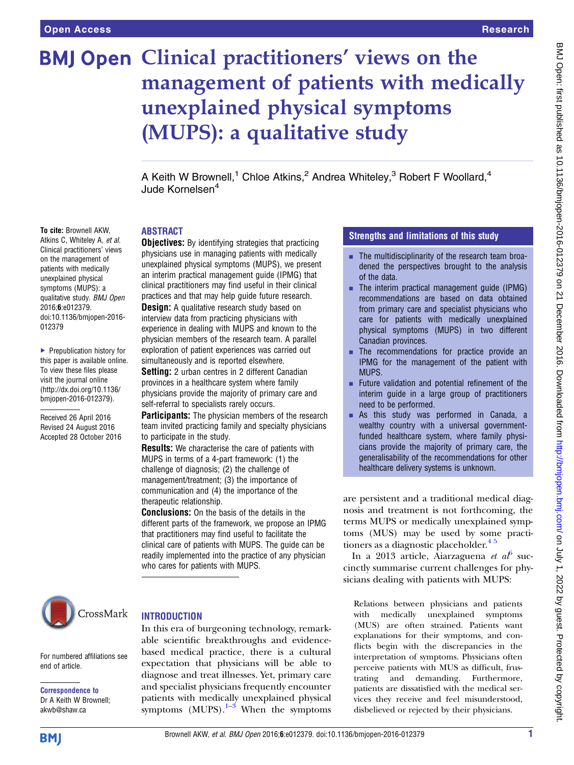# Clinical practitioners' views on the management of patients with medically unexplained physical symptoms (MUPS): a qualitative study

A Keith W Brownell,[1] Chloe Atkins,[2] Andrea Whiteley,[3] Robert F Woollard,[4] Jude Kornelsen[4]

To cite: Brownell AKW, Atkins C, Whiteley A, *et al*. Clinical practitioners' views on the management of patients with medically unexplained physical symptoms (MUPS): a qualitative study. *BMJ Open* 2016;**6**:e012379. doi:10.1136/bmjopen-2016-012379

▸ Prepublication history for this paper is available online. To view these files please visit the journal online (http://dx.doi.org/10.1136/bmjopen-2016-012379).

Received 26 April 2016
Revised 24 August 2016
Accepted 28 October 2016

For numbered affiliations see end of article.

**Correspondence to**
Dr A Keith W Brownell; akwb@shaw.ca

## ABSTRACT

**Objectives:** By identifying strategies that practicing physicians use in managing patients with medically unexplained physical symptoms (MUPS), we present an interim practical management guide (IPMG) that clinical practitioners may find useful in their clinical practices and that may help guide future research.

**Design:** A qualitative research study based on interview data from practicing physicians with experience in dealing with MUPS and known to the physician members of the research team. A parallel exploration of patient experiences was carried out simultaneously and is reported elsewhere.

**Setting:** 2 urban centres in 2 different Canadian provinces in a healthcare system where family physicians provide the majority of primary care and self-referral to specialists rarely occurs.

**Participants:** The physician members of the research team invited practicing family and specialty physicians to participate in the study.

**Results:** We characterise the care of patients with MUPS in terms of a 4-part framework: (1) the challenge of diagnosis; (2) the challenge of management/treatment; (3) the importance of communication and (4) the importance of the therapeutic relationship.

**Conclusions:** On the basis of the details in the different parts of the framework, we propose an IPMG that practitioners may find useful to facilitate the clinical care of patients with MUPS. The guide can be readily implemented into the practice of any physician who cares for patients with MUPS.

## Strengths and limitations of this study

- The multidisciplinarity of the research team broadened the perspectives brought to the analysis of the data.
- The interim practical management guide (IPMG) recommendations are based on data obtained from primary care and specialist physicians who care for patients with medically unexplained physical symptoms (MUPS) in two different Canadian provinces.
- The recommendations for practice provide an IPMG for the management of the patient with MUPS.
- Future validation and potential refinement of the interim guide in a large group of practitioners need to be performed.
- As this study was performed in Canada, a wealthy country with a universal government-funded healthcare system, where family physicians provide the majority of primary care, the generalisability of the recommendations for other healthcare delivery systems is unknown.

## INTRODUCTION

In this era of burgeoning technology, remarkable scientific breakthroughs and evidence-based medical practice, there is a cultural expectation that physicians will be able to diagnose and treat illnesses. Yet, primary care and specialist physicians frequently encounter patients with medically unexplained physical symptoms (MUPS).[1–3] When the symptoms are persistent and a traditional medical diagnosis and treatment is not forthcoming, the terms MUPS or medically unexplained symptoms (MUS) may be used by some practitioners as a diagnostic placeholder.[4 5]

In a 2013 article, Aiarzaguena *et al*[6] succinctly summarise current challenges for physicians dealing with patients with MUPS:

> Relations between physicians and patients with medically unexplained symptoms (MUS) are often strained. Patients want explanations for their symptoms, and conflicts begin with the discrepancies in the interpretation of symptoms. Physicians often perceive patients with MUS as difficult, frustrating and demanding. Furthermore, patients are dissatisfied with the medical services they receive and feel misunderstood, disbelieved or rejected by their physicians.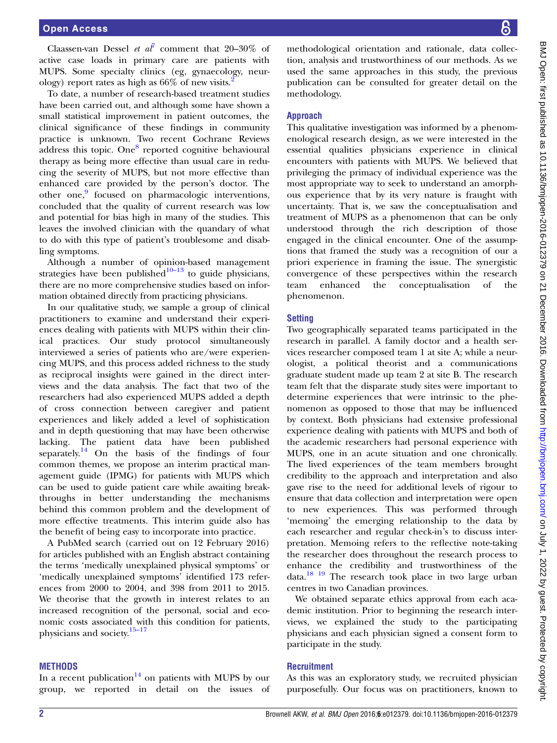Claassen-van Dessel *et al*[7] comment that 20–30% of active case loads in primary care are patients with MUPS. Some specialty clinics (eg, gynaecology, neurology) report rates as high as 66% of new visits.[2]

To date, a number of research-based treatment studies have been carried out, and although some have shown a small statistical improvement in patient outcomes, the clinical significance of these findings in community practice is unknown. Two recent Cochrane Reviews address this topic. One[8] reported cognitive behavioural therapy as being more effective than usual care in reducing the severity of MUPS, but not more effective than enhanced care provided by the person's doctor. The other one,[9] focused on pharmacologic interventions, concluded that the quality of current research was low and potential for bias high in many of the studies. This leaves the involved clinician with the quandary of what to do with this type of patient's troublesome and disabling symptoms.

Although a number of opinion-based management strategies have been published[10–13] to guide physicians, there are no more comprehensive studies based on information obtained directly from practicing physicians.

In our qualitative study, we sample a group of clinical practitioners to examine and understand their experiences dealing with patients with MUPS within their clinical practices. Our study protocol simultaneously interviewed a series of patients who are/were experiencing MUPS, and this process added richness to the study as reciprocal insights were gained in the direct interviews and the data analysis. The fact that two of the researchers had also experienced MUPS added a depth of cross connection between caregiver and patient experiences and likely added a level of sophistication and in depth questioning that may have been otherwise lacking. The patient data have been published separately.[14] On the basis of the findings of four common themes, we propose an interim practical management guide (IPMG) for patients with MUPS which can be used to guide patient care while awaiting breakthroughs in better understanding the mechanisms behind this common problem and the development of more effective treatments. This interim guide also has the benefit of being easy to incorporate into practice.

A PubMed search (carried out on 12 February 2016) for articles published with an English abstract containing the terms 'medically unexplained physical symptoms' or 'medically unexplained symptoms' identified 173 references from 2000 to 2004, and 398 from 2011 to 2015. We theorise that the growth in interest relates to an increased recognition of the personal, social and economic costs associated with this condition for patients, physicians and society.[15–17]

## METHODS

In a recent publication[14] on patients with MUPS by our group, we reported in detail on the issues of methodological orientation and rationale, data collection, analysis and trustworthiness of our methods. As we used the same approaches in this study, the previous publication can be consulted for greater detail on the methodology.

### Approach

This qualitative investigation was informed by a phenomenological research design, as we were interested in the essential qualities physicians experience in clinical encounters with patients with MUPS. We believed that privileging the primacy of individual experience was the most appropriate way to seek to understand an amorphous experience that by its very nature is fraught with uncertainty. That is, we saw the conceptualisation and treatment of MUPS as a phenomenon that can be only understood through the rich description of those engaged in the clinical encounter. One of the assumptions that framed the study was a recognition of our a priori experience in framing the issue. The synergistic convergence of these perspectives within the research team enhanced the conceptualisation of the phenomenon.

### Setting

Two geographically separated teams participated in the research in parallel. A family doctor and a health services researcher composed team 1 at site A; while a neurologist, a political theorist and a communications graduate student made up team 2 at site B. The research team felt that the disparate study sites were important to determine experiences that were intrinsic to the phenomenon as opposed to those that may be influenced by context. Both physicians had extensive professional experience dealing with patients with MUPS and both of the academic researchers had personal experience with MUPS, one in an acute situation and one chronically. The lived experiences of the team members brought credibility to the approach and interpretation and also gave rise to the need for additional levels of rigour to ensure that data collection and interpretation were open to new experiences. This was performed through 'memoing' the emerging relationship to the data by each researcher and regular check-in's to discuss interpretation. Memoing refers to the reflective note-taking the researcher does throughout the research process to enhance the credibility and trustworthiness of the data.[18 19] The research took place in two large urban centres in two Canadian provinces.

We obtained separate ethics approval from each academic institution. Prior to beginning the research interviews, we explained the study to the participating physicians and each physician signed a consent form to participate in the study.

### Recruitment

As this was an exploratory study, we recruited physician purposefully. Our focus was on practitioners, known to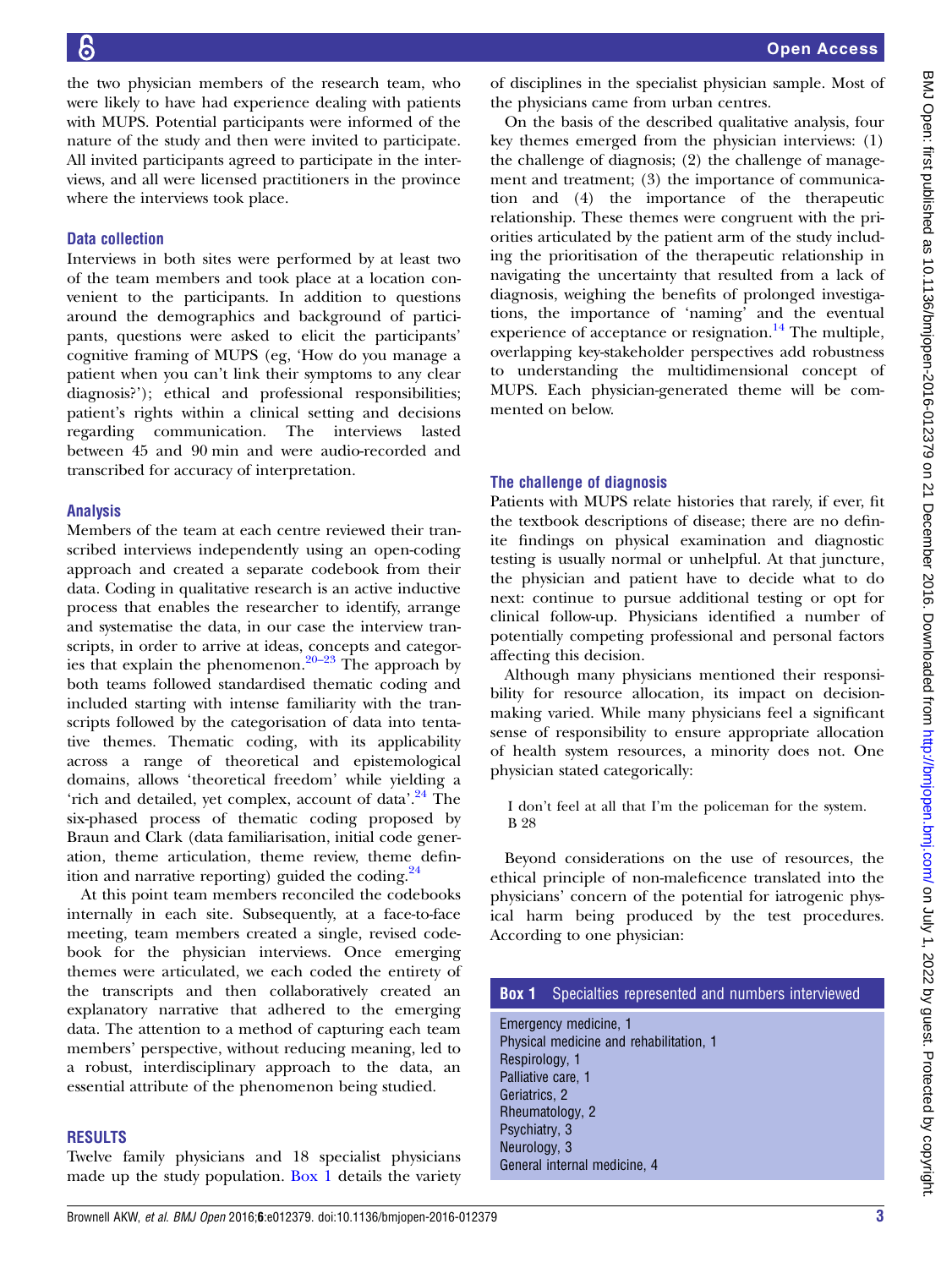the two physician members of the research team, who were likely to have had experience dealing with patients with MUPS. Potential participants were informed of the nature of the study and then were invited to participate. All invited participants agreed to participate in the interviews, and all were licensed practitioners in the province where the interviews took place.

### Data collection

Interviews in both sites were performed by at least two of the team members and took place at a location convenient to the participants. In addition to questions around the demographics and background of participants, questions were asked to elicit the participants' cognitive framing of MUPS (eg, 'How do you manage a patient when you can't link their symptoms to any clear diagnosis?'); ethical and professional responsibilities; patient's rights within a clinical setting and decisions regarding communication. The interviews lasted between 45 and 90 min and were audio-recorded and transcribed for accuracy of interpretation.

### Analysis

Members of the team at each centre reviewed their transcribed interviews independently using an open-coding approach and created a separate codebook from their data. Coding in qualitative research is an active inductive process that enables the researcher to identify, arrange and systematise the data, in our case the interview transcripts, in order to arrive at ideas, concepts and categories that explain the phenomenon.[20–23] The approach by both teams followed standardised thematic coding and included starting with intense familiarity with the transcripts followed by the categorisation of data into tentative themes. Thematic coding, with its applicability across a range of theoretical and epistemological domains, allows 'theoretical freedom' while yielding a 'rich and detailed, yet complex, account of data'.[24] The six-phased process of thematic coding proposed by Braun and Clark (data familiarisation, initial code generation, theme articulation, theme review, theme definition and narrative reporting) guided the coding.[24]

At this point team members reconciled the codebooks internally in each site. Subsequently, at a face-to-face meeting, team members created a single, revised codebook for the physician interviews. Once emerging themes were articulated, we each coded the entirety of the transcripts and then collaboratively created an explanatory narrative that adhered to the emerging data. The attention to a method of capturing each team members' perspective, without reducing meaning, led to a robust, interdisciplinary approach to the data, an essential attribute of the phenomenon being studied.

## RESULTS

Twelve family physicians and 18 specialist physicians made up the study population. Box 1 details the variety of disciplines in the specialist physician sample. Most of the physicians came from urban centres.

On the basis of the described qualitative analysis, four key themes emerged from the physician interviews: (1) the challenge of diagnosis; (2) the challenge of management and treatment; (3) the importance of communication and (4) the importance of the therapeutic relationship. These themes were congruent with the priorities articulated by the patient arm of the study including the prioritisation of the therapeutic relationship in navigating the uncertainty that resulted from a lack of diagnosis, weighing the benefits of prolonged investigations, the importance of 'naming' and the eventual experience of acceptance or resignation.[14] The multiple, overlapping key-stakeholder perspectives add robustness to understanding the multidimensional concept of MUPS. Each physician-generated theme will be commented on below.

### The challenge of diagnosis

Patients with MUPS relate histories that rarely, if ever, fit the textbook descriptions of disease; there are no definite findings on physical examination and diagnostic testing is usually normal or unhelpful. At that juncture, the physician and patient have to decide what to do next: continue to pursue additional testing or opt for clinical follow-up. Physicians identified a number of potentially competing professional and personal factors affecting this decision.

Although many physicians mentioned their responsibility for resource allocation, its impact on decision-making varied. While many physicians feel a significant sense of responsibility to ensure appropriate allocation of health system resources, a minority does not. One physician stated categorically:

> I don't feel at all that I'm the policeman for the system. B 28

Beyond considerations on the use of resources, the ethical principle of non-maleficence translated into the physicians' concern of the potential for iatrogenic physical harm being produced by the test procedures. According to one physician:

**Box 1** Specialties represented and numbers interviewed

Emergency medicine, 1
Physical medicine and rehabilitation, 1
Respirology, 1
Palliative care, 1
Geriatrics, 2
Rheumatology, 2
Psychiatry, 3
Neurology, 3
General internal medicine, 4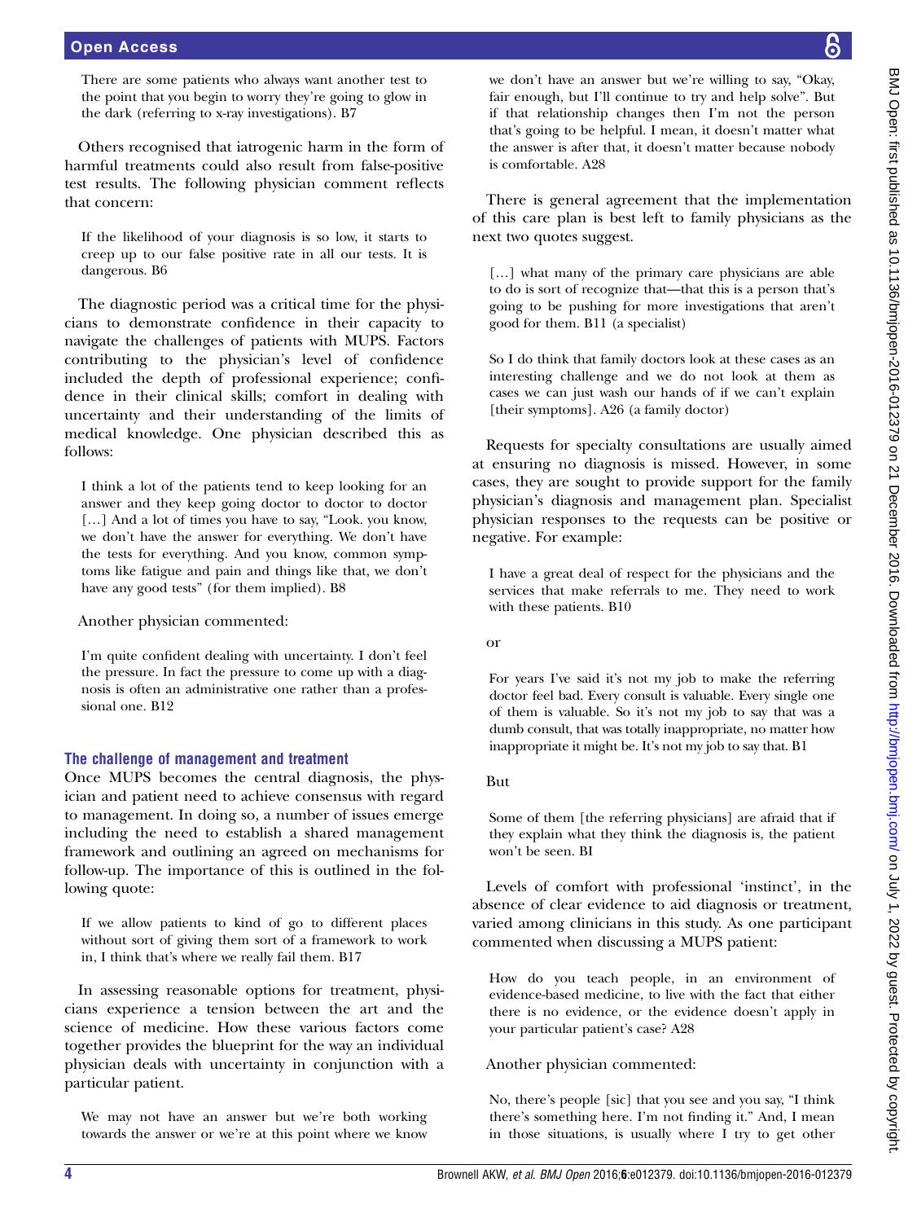> There are some patients who always want another test to the point that you begin to worry they're going to glow in the dark (referring to x-ray investigations). B7

Others recognised that iatrogenic harm in the form of harmful treatments could also result from false-positive test results. The following physician comment reflects that concern:

> If the likelihood of your diagnosis is so low, it starts to creep up to our false positive rate in all our tests. It is dangerous. B6

The diagnostic period was a critical time for the physicians to demonstrate confidence in their capacity to navigate the challenges of patients with MUPS. Factors contributing to the physician's level of confidence included the depth of professional experience; confidence in their clinical skills; comfort in dealing with uncertainty and their understanding of the limits of medical knowledge. One physician described this as follows:

> I think a lot of the patients tend to keep looking for an answer and they keep going doctor to doctor to doctor […] And a lot of times you have to say, "Look. you know, we don't have the answer for everything. We don't have the tests for everything. And you know, common symptoms like fatigue and pain and things like that, we don't have any good tests" (for them implied). B8

Another physician commented:

> I'm quite confident dealing with uncertainty. I don't feel the pressure. In fact the pressure to come up with a diagnosis is often an administrative one rather than a professional one. B12

### The challenge of management and treatment

Once MUPS becomes the central diagnosis, the physician and patient need to achieve consensus with regard to management. In doing so, a number of issues emerge including the need to establish a shared management framework and outlining an agreed on mechanisms for follow-up. The importance of this is outlined in the following quote:

> If we allow patients to kind of go to different places without sort of giving them sort of a framework to work in, I think that's where we really fail them. B17

In assessing reasonable options for treatment, physicians experience a tension between the art and the science of medicine. How these various factors come together provides the blueprint for the way an individual physician deals with uncertainty in conjunction with a particular patient.

> We may not have an answer but we're both working towards the answer or we're at this point where we know we don't have an answer but we're willing to say, "Okay, fair enough, but I'll continue to try and help solve". But if that relationship changes then I'm not the person that's going to be helpful. I mean, it doesn't matter what the answer is after that, it doesn't matter because nobody is comfortable. A28

There is general agreement that the implementation of this care plan is best left to family physicians as the next two quotes suggest.

> […] what many of the primary care physicians are able to do is sort of recognize that—that this is a person that's going to be pushing for more investigations that aren't good for them. B11 (a specialist)

> So I do think that family doctors look at these cases as an interesting challenge and we do not look at them as cases we can just wash our hands of if we can't explain [their symptoms]. A26 (a family doctor)

Requests for specialty consultations are usually aimed at ensuring no diagnosis is missed. However, in some cases, they are sought to provide support for the family physician's diagnosis and management plan. Specialist physician responses to the requests can be positive or negative. For example:

> I have a great deal of respect for the physicians and the services that make referrals to me. They need to work with these patients. B10

or

> For years I've said it's not my job to make the referring doctor feel bad. Every consult is valuable. Every single one of them is valuable. So it's not my job to say that was a dumb consult, that was totally inappropriate, no matter how inappropriate it might be. It's not my job to say that. B1

But

> Some of them [the referring physicians] are afraid that if they explain what they think the diagnosis is, the patient won't be seen. BI

Levels of comfort with professional 'instinct', in the absence of clear evidence to aid diagnosis or treatment, varied among clinicians in this study. As one participant commented when discussing a MUPS patient:

> How do you teach people, in an environment of evidence-based medicine, to live with the fact that either there is no evidence, or the evidence doesn't apply in your particular patient's case? A28

Another physician commented:

> No, there's people [sic] that you see and you say, "I think there's something here. I'm not finding it." And, I mean in those situations, is usually where I try to get other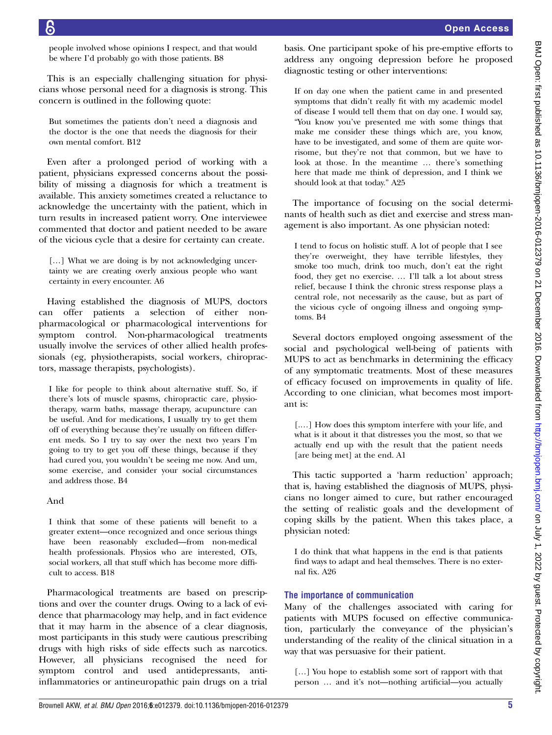people involved whose opinions I respect, and that would be where I'd probably go with those patients. B8

This is an especially challenging situation for physicians whose personal need for a diagnosis is strong. This concern is outlined in the following quote:

> But sometimes the patients don't need a diagnosis and the doctor is the one that needs the diagnosis for their own mental comfort. B12

Even after a prolonged period of working with a patient, physicians expressed concerns about the possibility of missing a diagnosis for which a treatment is available. This anxiety sometimes created a reluctance to acknowledge the uncertainty with the patient, which in turn results in increased patient worry. One interviewee commented that doctor and patient needed to be aware of the vicious cycle that a desire for certainty can create.

> […] What we are doing is by not acknowledging uncertainty we are creating overly anxious people who want certainty in every encounter. A6

Having established the diagnosis of MUPS, doctors can offer patients a selection of either non-pharmacological or pharmacological interventions for symptom control. Non-pharmacological treatments usually involve the services of other allied health professionals (eg, physiotherapists, social workers, chiropractors, massage therapists, psychologists).

> I like for people to think about alternative stuff. So, if there's lots of muscle spasms, chiropractic care, physiotherapy, warm baths, massage therapy, acupuncture can be useful. And for medications, I usually try to get them off of everything because they're usually on fifteen different meds. So I try to say over the next two years I'm going to try to get you off these things, because if they had cured you, you wouldn't be seeing me now. And um, some exercise, and consider your social circumstances and address those. B4

And

> I think that some of these patients will benefit to a greater extent—once recognized and once serious things have been reasonably excluded—from non-medical health professionals. Physios who are interested, OTs, social workers, all that stuff which has become more difficult to access. B18

Pharmacological treatments are based on prescriptions and over the counter drugs. Owing to a lack of evidence that pharmacology may help, and in fact evidence that it may harm in the absence of a clear diagnosis, most participants in this study were cautious prescribing drugs with high risks of side effects such as narcotics. However, all physicians recognised the need for symptom control and used antidepressants, anti-inflammatories or antineuropathic pain drugs on a trial basis. One participant spoke of his pre-emptive efforts to address any ongoing depression before he proposed diagnostic testing or other interventions:

> If on day one when the patient came in and presented symptoms that didn't really fit with my academic model of disease I would tell them that on day one. I would say, "You know you've presented me with some things that make me consider these things which are, you know, have to be investigated, and some of them are quite worrisome, but they're not that common, but we have to look at those. In the meantime … there's something here that made me think of depression, and I think we should look at that today." A25

The importance of focusing on the social determinants of health such as diet and exercise and stress management is also important. As one physician noted:

> I tend to focus on holistic stuff. A lot of people that I see they're overweight, they have terrible lifestyles, they smoke too much, drink too much, don't eat the right food, they get no exercise. … I'll talk a lot about stress relief, because I think the chronic stress response plays a central role, not necessarily as the cause, but as part of the vicious cycle of ongoing illness and ongoing symptoms. B4

Several doctors employed ongoing assessment of the social and psychological well-being of patients with MUPS to act as benchmarks in determining the efficacy of any symptomatic treatments. Most of these measures of efficacy focused on improvements in quality of life. According to one clinician, what becomes most important is:

> [.…] How does this symptom interfere with your life, and what is it about it that distresses you the most, so that we actually end up with the result that the patient needs [are being met] at the end. A1

This tactic supported a 'harm reduction' approach; that is, having established the diagnosis of MUPS, physicians no longer aimed to cure, but rather encouraged the setting of realistic goals and the development of coping skills by the patient. When this takes place, a physician noted:

> I do think that what happens in the end is that patients find ways to adapt and heal themselves. There is no external fix. A26

### The importance of communication

Many of the challenges associated with caring for patients with MUPS focused on effective communication, particularly the conveyance of the physician's understanding of the reality of the clinical situation in a way that was persuasive for their patient.

> […] You hope to establish some sort of rapport with that person … and it's not—nothing artificial—you actually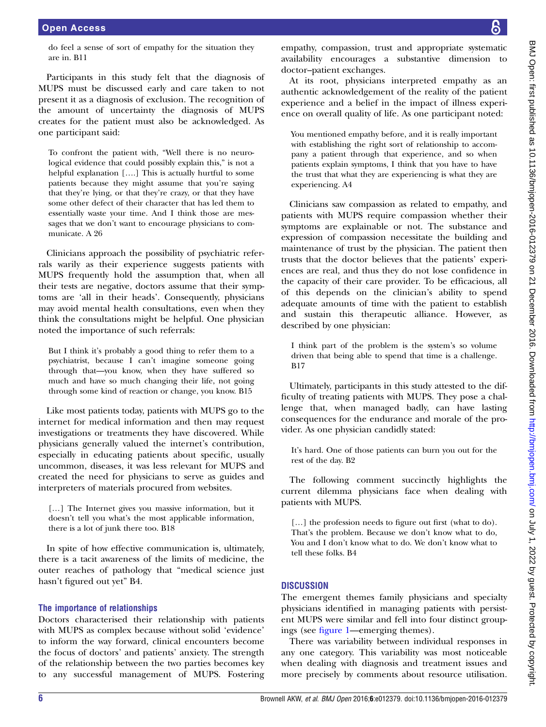do feel a sense of sort of empathy for the situation they are in. B11

Participants in this study felt that the diagnosis of MUPS must be discussed early and care taken to not present it as a diagnosis of exclusion. The recognition of the amount of uncertainty the diagnosis of MUPS creates for the patient must also be acknowledged. As one participant said:

> To confront the patient with, "Well there is no neurological evidence that could possibly explain this," is not a helpful explanation [….] This is actually hurtful to some patients because they might assume that you're saying that they're lying, or that they're crazy, or that they have some other defect of their character that has led them to essentially waste your time. And I think those are messages that we don't want to encourage physicians to communicate. A 26

Clinicians approach the possibility of psychiatric referrals warily as their experience suggests patients with MUPS frequently hold the assumption that, when all their tests are negative, doctors assume that their symptoms are 'all in their heads'. Consequently, physicians may avoid mental health consultations, even when they think the consultations might be helpful. One physician noted the importance of such referrals:

> But I think it's probably a good thing to refer them to a psychiatrist, because I can't imagine someone going through that—you know, when they have suffered so much and have so much changing their life, not going through some kind of reaction or change, you know. B15

Like most patients today, patients with MUPS go to the internet for medical information and then may request investigations or treatments they have discovered. While physicians generally valued the internet's contribution, especially in educating patients about specific, usually uncommon, diseases, it was less relevant for MUPS and created the need for physicians to serve as guides and interpreters of materials procured from websites.

> […] The Internet gives you massive information, but it doesn't tell you what's the most applicable information, there is a lot of junk there too. B18

In spite of how effective communication is, ultimately, there is a tacit awareness of the limits of medicine, the outer reaches of pathology that "medical science just hasn't figured out yet" B4.

### The importance of relationships

Doctors characterised their relationship with patients with MUPS as complex because without solid 'evidence' to inform the way forward, clinical encounters become the focus of doctors' and patients' anxiety. The strength of the relationship between the two parties becomes key to any successful management of MUPS. Fostering empathy, compassion, trust and appropriate systematic availability encourages a substantive dimension to doctor–patient exchanges.

At its root, physicians interpreted empathy as an authentic acknowledgement of the reality of the patient experience and a belief in the impact of illness experience on overall quality of life. As one participant noted:

> You mentioned empathy before, and it is really important with establishing the right sort of relationship to accompany a patient through that experience, and so when patients explain symptoms, I think that you have to have the trust that what they are experiencing is what they are experiencing. A4

Clinicians saw compassion as related to empathy, and patients with MUPS require compassion whether their symptoms are explainable or not. The substance and expression of compassion necessitate the building and maintenance of trust by the physician. The patient then trusts that the doctor believes that the patients' experiences are real, and thus they do not lose confidence in the capacity of their care provider. To be efficacious, all of this depends on the clinician's ability to spend adequate amounts of time with the patient to establish and sustain this therapeutic alliance. However, as described by one physician:

> I think part of the problem is the system's so volume driven that being able to spend that time is a challenge. B17

Ultimately, participants in this study attested to the difficulty of treating patients with MUPS. They pose a challenge that, when managed badly, can have lasting consequences for the endurance and morale of the provider. As one physician candidly stated:

> It's hard. One of those patients can burn you out for the rest of the day. B2

The following comment succinctly highlights the current dilemma physicians face when dealing with patients with MUPS.

> […] the profession needs to figure out first (what to do). That's the problem. Because we don't know what to do, You and I don't know what to do. We don't know what to tell these folks. B4

## DISCUSSION

The emergent themes family physicians and specialty physicians identified in managing patients with persistent MUPS were similar and fell into four distinct groupings (see figure 1—emerging themes).

There was variability between individual responses in any one category. This variability was most noticeable when dealing with diagnosis and treatment issues and more precisely by comments about resource utilisation.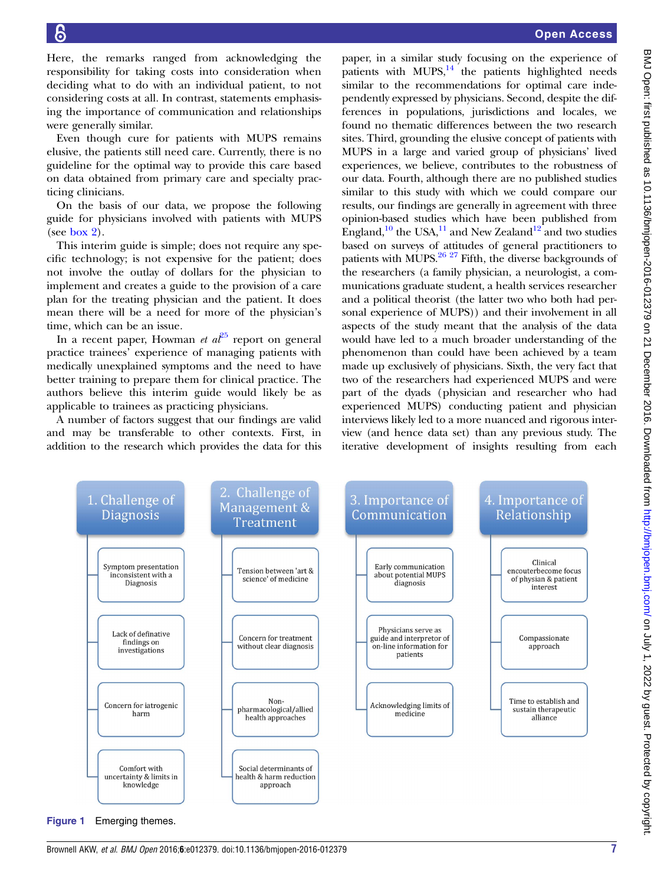Here, the remarks ranged from acknowledging the responsibility for taking costs into consideration when deciding what to do with an individual patient, to not considering costs at all. In contrast, statements emphasising the importance of communication and relationships were generally similar.

Even though cure for patients with MUPS remains elusive, the patients still need care. Currently, there is no guideline for the optimal way to provide this care based on data obtained from primary care and specialty practicing clinicians.

On the basis of our data, we propose the following guide for physicians involved with patients with MUPS (see box 2).

This interim guide is simple; does not require any specific technology; is not expensive for the patient; does not involve the outlay of dollars for the physician to implement and creates a guide to the provision of a care plan for the treating physician and the patient. It does mean there will be a need for more of the physician's time, which can be an issue.

In a recent paper, Howman *et al*[25] report on general practice trainees' experience of managing patients with medically unexplained symptoms and the need to have better training to prepare them for clinical practice. The authors believe this interim guide would likely be as applicable to trainees as practicing physicians.

A number of factors suggest that our findings are valid and may be transferable to other contexts. First, in addition to the research which provides the data for this paper, in a similar study focusing on the experience of patients with MUPS,[14] the patients highlighted needs similar to the recommendations for optimal care independently expressed by physicians. Second, despite the differences in populations, jurisdictions and locales, we found no thematic differences between the two research sites. Third, grounding the elusive concept of patients with MUPS in a large and varied group of physicians' lived experiences, we believe, contributes to the robustness of our data. Fourth, although there are no published studies similar to this study with which we could compare our results, our findings are generally in agreement with three opinion-based studies which have been published from England,[10] the USA,[11] and New Zealand[12] and two studies based on surveys of attitudes of general practitioners to patients with MUPS.[26 27] Fifth, the diverse backgrounds of the researchers (a family physician, a neurologist, a communications graduate student, a health services researcher and a political theorist (the latter two who both had personal experience of MUPS)) and their involvement in all aspects of the study meant that the analysis of the data would have led to a much broader understanding of the phenomenon than could have been achieved by a team made up exclusively of physicians. Sixth, the very fact that two of the researchers had experienced MUPS and were part of the dyads (physician and researcher who had experienced MUPS) conducting patient and physician interviews likely led to a more nuanced and rigorous interview (and hence data set) than any previous study. The iterative development of insights resulting from each

| 1. Challenge of Diagnosis | 2. Challenge of Management & Treatment | 3. Importance of Communication | 4. Importance of Relationship |
|---|---|---|---|
| Symptom presentation inconsistent with a Diagnosis | Tension between 'art & science' of medicine | Early communication about potential MUPS diagnosis | Clinical encouterbecome focus of physian & patient interest |
| Lack of definative findings on investigations | Concern for treatment without clear diagnosis | Physicians serve as guide and interpretor of on-line information for patients | Compassionate approach |
| Concern for iatrogenic harm | Non-pharmacological/allied health approaches | Acknowledging limits of medicine | Time to establish and sustain therapeutic alliance |
| Comfort with uncertainty & limits in knowledge | Social determinants of health & harm reduction approach | | |

**Figure 1** Emerging themes.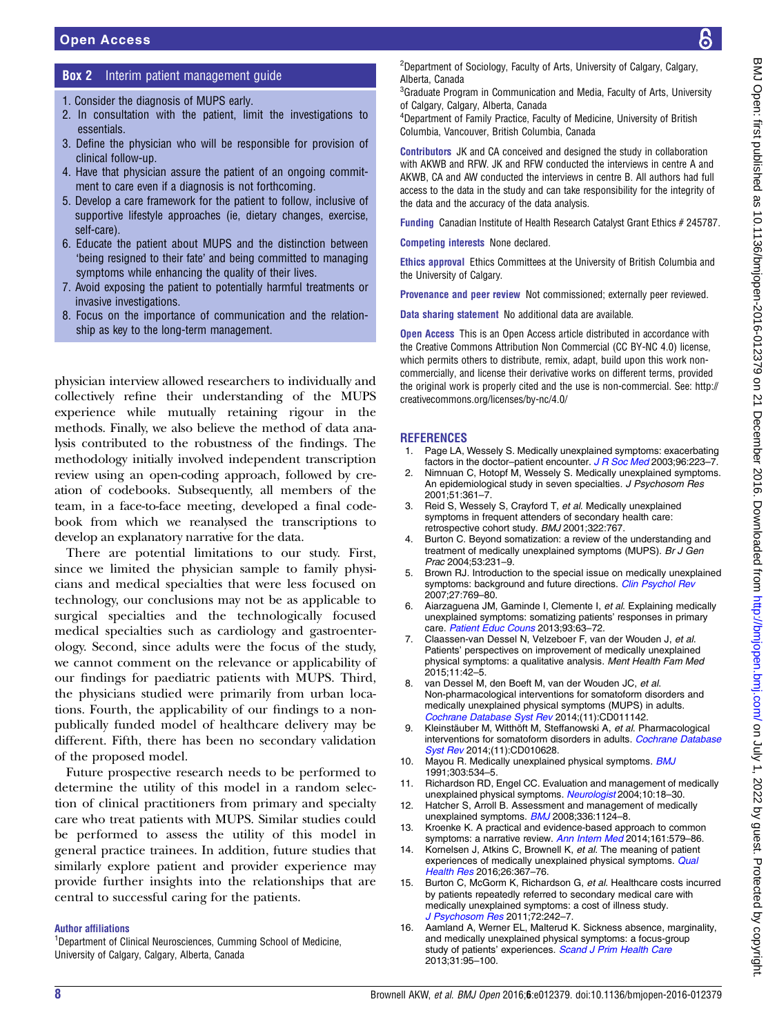**Box 2** Interim patient management guide

1. Consider the diagnosis of MUPS early.
2. In consultation with the patient, limit the investigations to essentials.
3. Define the physician who will be responsible for provision of clinical follow-up.
4. Have that physician assure the patient of an ongoing commitment to care even if a diagnosis is not forthcoming.
5. Develop a care framework for the patient to follow, inclusive of supportive lifestyle approaches (ie, dietary changes, exercise, self-care).
6. Educate the patient about MUPS and the distinction between 'being resigned to their fate' and being committed to managing symptoms while enhancing the quality of their lives.
7. Avoid exposing the patient to potentially harmful treatments or invasive investigations.
8. Focus on the importance of communication and the relationship as key to the long-term management.

physician interview allowed researchers to individually and collectively refine their understanding of the MUPS experience while mutually retaining rigour in the methods. Finally, we also believe the method of data analysis contributed to the robustness of the findings. The methodology initially involved independent transcription review using an open-coding approach, followed by creation of codebooks. Subsequently, all members of the team, in a face-to-face meeting, developed a final codebook from which we reanalysed the transcriptions to develop an explanatory narrative for the data.

There are potential limitations to our study. First, since we limited the physician sample to family physicians and medical specialties that were less focused on technology, our conclusions may not be as applicable to surgical specialties and the technologically focused medical specialties such as cardiology and gastroenterology. Second, since adults were the focus of the study, we cannot comment on the relevance or applicability of our findings for paediatric patients with MUPS. Third, the physicians studied were primarily from urban locations. Fourth, the applicability of our findings to a non-publically funded model of healthcare delivery may be different. Fifth, there has been no secondary validation of the proposed model.

Future prospective research needs to be performed to determine the utility of this model in a random selection of clinical practitioners from primary and specialty care who treat patients with MUPS. Similar studies could be performed to assess the utility of this model in general practice trainees. In addition, future studies that similarly explore patient and provider experience may provide further insights into the relationships that are central to successful caring for the patients.

**Author affiliations**

[1]Department of Clinical Neurosciences, Cumming School of Medicine, University of Calgary, Calgary, Alberta, Canada

[2]Department of Sociology, Faculty of Arts, University of Calgary, Calgary, Alberta, Canada

[3]Graduate Program in Communication and Media, Faculty of Arts, University of Calgary, Calgary, Alberta, Canada

[4]Department of Family Practice, Faculty of Medicine, University of British Columbia, Vancouver, British Columbia, Canada

**Contributors** JK and CA conceived and designed the study in collaboration with AKWB and RFW. JK and RFW conducted the interviews in centre A and AKWB, CA and AW conducted the interviews in centre B. All authors had full access to the data in the study and can take responsibility for the integrity of the data and the accuracy of the data analysis.

**Funding** Canadian Institute of Health Research Catalyst Grant Ethics # 245787.

**Competing interests** None declared.

**Ethics approval** Ethics Committees at the University of British Columbia and the University of Calgary.

**Provenance and peer review** Not commissioned; externally peer reviewed.

**Data sharing statement** No additional data are available.

**Open Access** This is an Open Access article distributed in accordance with the Creative Commons Attribution Non Commercial (CC BY-NC 4.0) license, which permits others to distribute, remix, adapt, build upon this work non-commercially, and license their derivative works on different terms, provided the original work is properly cited and the use is non-commercial. See: http://creativecommons.org/licenses/by-nc/4.0/

## REFERENCES

1. Page LA, Wessely S. Medically unexplained symptoms: exacerbating factors in the doctor–patient encounter. *J R Soc Med* 2003;96:223–7.
2. Nimnuan C, Hotopf M, Wessely S. Medically unexplained symptoms. An epidemiological study in seven specialties. *J Psychosom Res* 2001;51:361–7.
3. Reid S, Wessely S, Crayford T, *et al*. Medically unexplained symptoms in frequent attenders of secondary health care: retrospective cohort study. *BMJ* 2001;322:767.
4. Burton C. Beyond somatization: a review of the understanding and treatment of medically unexplained symptoms (MUPS). *Br J Gen Prac* 2004;53:231–9.
5. Brown RJ. Introduction to the special issue on medically unexplained symptoms: background and future directions. *Clin Psychol Rev* 2007;27:769–80.
6. Aiarzaguena JM, Gaminde I, Clemente I, *et al*. Explaining medically unexplained symptoms: somatizing patients' responses in primary care. *Patient Educ Couns* 2013;93:63–72.
7. Claassen-van Dessel N, Velzeboer F, van der Wouden J, *et al*. Patients' perspectives on improvement of medically unexplained physical symptoms: a qualitative analysis. *Ment Health Fam Med* 2015;11:42–5.
8. van Dessel M, den Boeft M, van der Wouden JC, *et al*. Non-pharmacological interventions for somatoform disorders and medically unexplained physical symptoms (MUPS) in adults. *Cochrane Database Syst Rev* 2014;(11):CD011142.
9. Kleinstäuber M, Witthöft M, Steffanowski A, *et al*. Pharmacological interventions for somatoform disorders in adults. *Cochrane Database Syst Rev* 2014;(11):CD010628.
10. Mayou R. Medically unexplained physical symptoms. *BMJ* 1991;303:534–5.
11. Richardson RD, Engel CC. Evaluation and management of medically unexplained physical symptoms. *Neurologist* 2004;10:18–30.
12. Hatcher S, Arroll B. Assessment and management of medically unexplained symptoms. *BMJ* 2008;336:1124–8.
13. Kroenke K. A practical and evidence-based approach to common symptoms: a narrative review. *Ann Intern Med* 2014;161:579–86.
14. Kornelsen J, Atkins C, Brownell K, *et al*. The meaning of patient experiences of medically unexplained physical symptoms. *Qual Health Res* 2016;26:367–76.
15. Burton C, McGorm K, Richardson G, *et al*. Healthcare costs incurred by patients repeatedly referred to secondary medical care with medically unexplained symptoms: a cost of illness study. *J Psychosom Res* 2011;72:242–7.
16. Aamland A, Werner EL, Malterud K. Sickness absence, marginality, and medically unexplained physical symptoms: a focus-group study of patients' experiences. *Scand J Prim Health Care* 2013;31:95–100.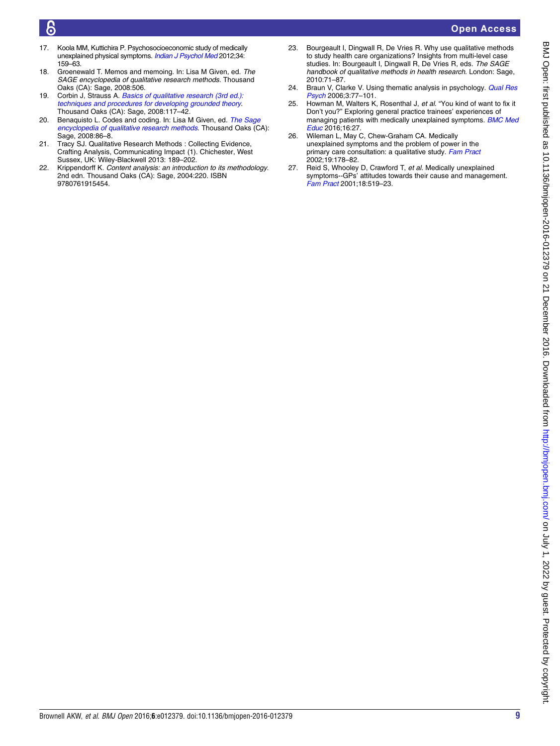17. Koola MM, Kuttichira P. Psychosocioeconomic study of medically unexplained physical symptoms. *Indian J Psychol Med* 2012;34:159–63.
18. Groenewald T. Memos and memoing. In: Lisa M Given, ed. *The SAGE encyclopedia of qualitative research methods*. Thousand Oaks (CA): Sage, 2008:506.
19. Corbin J, Strauss A. *Basics of qualitative research (3rd ed.): techniques and procedures for developing grounded theory*. Thousand Oaks (CA): Sage, 2008:117–42.
20. Benaquisto L. Codes and coding. In: Lisa M Given, ed. *The Sage encyclopedia of qualitative research methods*. Thousand Oaks (CA): Sage, 2008:86–8.
21. Tracy SJ. Qualitative Research Methods : Collecting Evidence, Crafting Analysis, Communicating Impact (1). Chichester, West Sussex, UK: Wiley-Blackwell 2013: 189–202.
22. Krippendorff K. *Content analysis: an introduction to its methodology*. 2nd edn. Thousand Oaks (CA): Sage, 2004:220. ISBN 9780761915454.
23. Bourgeault I, Dingwall R, De Vries R. Why use qualitative methods to study health care organizations? Insights from multi-level case studies. In: Bourgeault I, Dingwall R, De Vries R, eds. *The SAGE handbook of qualitative methods in health research*. London: Sage, 2010:71–87.
24. Braun V, Clarke V. Using thematic analysis in psychology. *Qual Res Psych* 2006;3:77–101.
25. Howman M, Walters K, Rosenthal J, *et al*. "You kind of want to fix it Don't you?" Exploring general practice trainees' experiences of managing patients with medically unexplained symptoms. *BMC Med Educ* 2016;16:27.
26. Wileman L, May C, Chew-Graham CA. Medically unexplained symptoms and the problem of power in the primary care consultation: a qualitative study. *Fam Pract* 2002;19:178–82.
27. Reid S, Whooley D, Crawford T, *et al*. Medically unexplained symptoms--GPs' attitudes towards their cause and management. *Fam Pract* 2001;18:519–23.